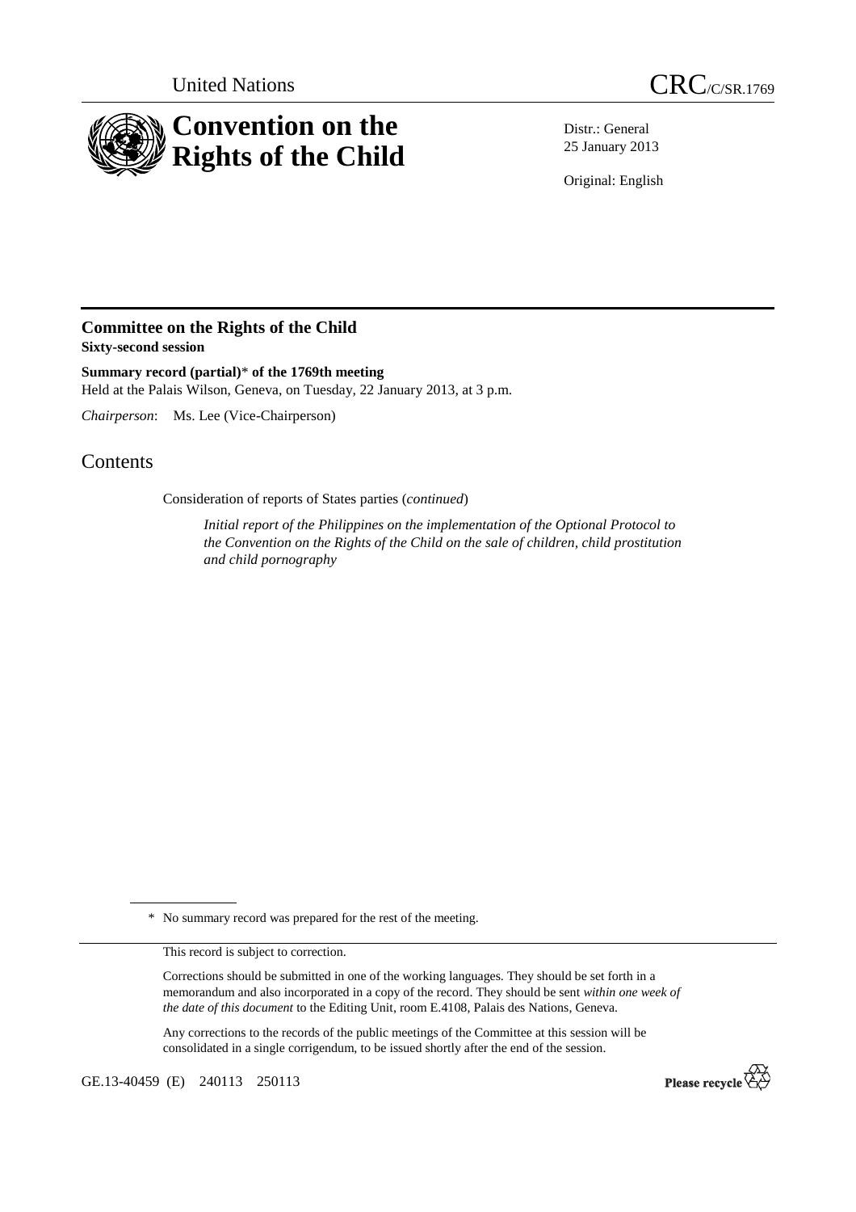United Nations

CRC/C/SR.1769

# Convention on the Rights of the Child

Distr.: General
25 January 2013

Original: English

## Committee on the Rights of the Child

**Sixty-second session**

**Summary record (partial)\* of the 1769th meeting**

Held at the Palais Wilson, Geneva, on Tuesday, 22 January 2013, at 3 p.m.

*Chairperson*: Ms. Lee (Vice-Chairperson)

# Contents

Consideration of reports of States parties (*continued*)

*Initial report of the Philippines on the implementation of the Optional Protocol to the Convention on the Rights of the Child on the sale of children, child prostitution and child pornography*

\* No summary record was prepared for the rest of the meeting.

This record is subject to correction.

Corrections should be submitted in one of the working languages. They should be set forth in a memorandum and also incorporated in a copy of the record. They should be sent *within one week of the date of this document* to the Editing Unit, room E.4108, Palais des Nations, Geneva.

Any corrections to the records of the public meetings of the Committee at this session will be consolidated in a single corrigendum, to be issued shortly after the end of the session.

GE.13-40459 (E) 240113 250113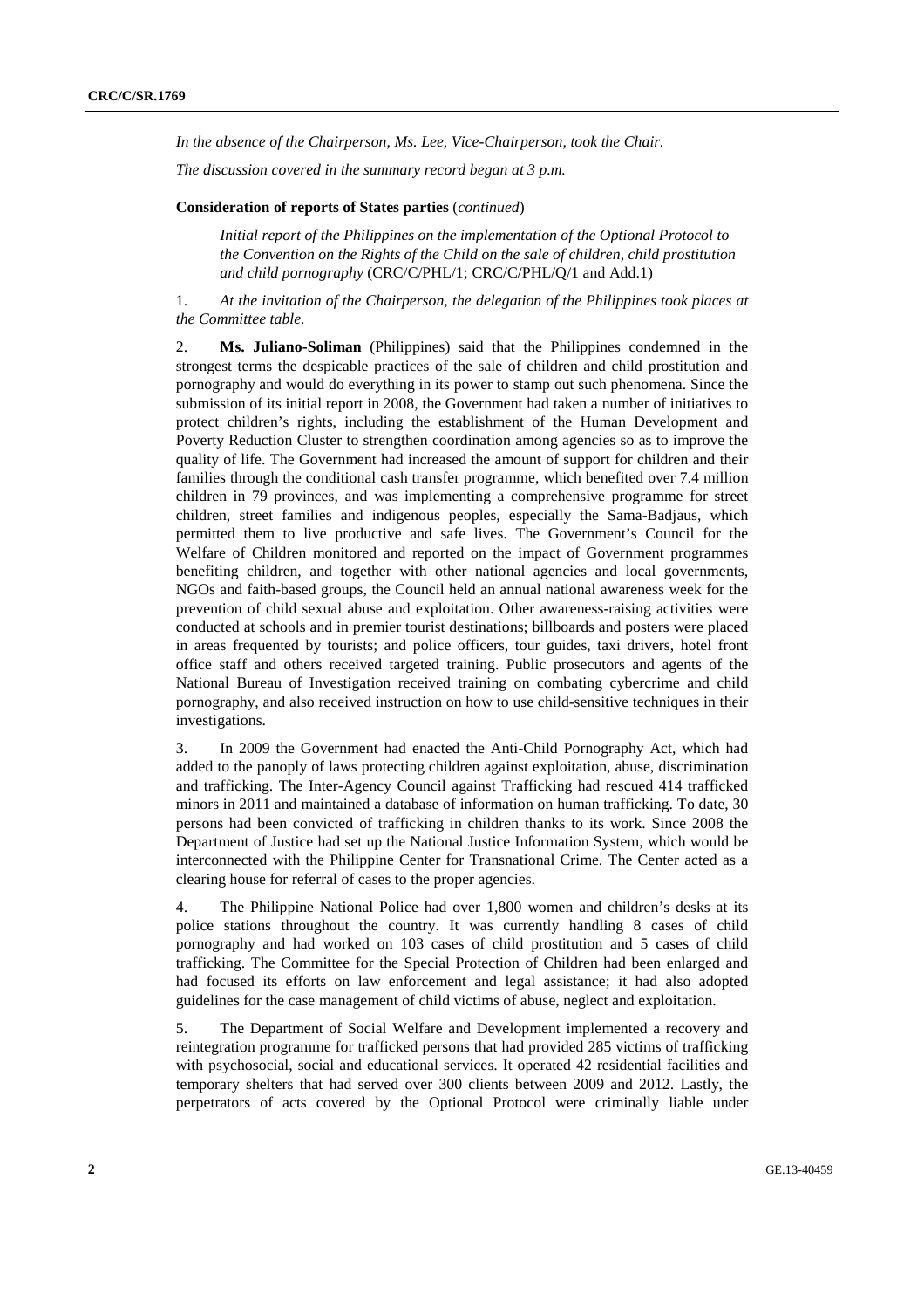*In the absence of the Chairperson, Ms. Lee, Vice-Chairperson, took the Chair.*

*The discussion covered in the summary record began at 3 p.m.*

**Consideration of reports of States parties** (*continued*)

*Initial report of the Philippines on the implementation of the Optional Protocol to the Convention on the Rights of the Child on the sale of children, child prostitution and child pornography* (CRC/C/PHL/1; CRC/C/PHL/Q/1 and Add.1)

1. *At the invitation of the Chairperson, the delegation of the Philippines took places at the Committee table.*

2. **Ms. Juliano-Soliman** (Philippines) said that the Philippines condemned in the strongest terms the despicable practices of the sale of children and child prostitution and pornography and would do everything in its power to stamp out such phenomena. Since the submission of its initial report in 2008, the Government had taken a number of initiatives to protect children's rights, including the establishment of the Human Development and Poverty Reduction Cluster to strengthen coordination among agencies so as to improve the quality of life. The Government had increased the amount of support for children and their families through the conditional cash transfer programme, which benefited over 7.4 million children in 79 provinces, and was implementing a comprehensive programme for street children, street families and indigenous peoples, especially the Sama-Badjaus, which permitted them to live productive and safe lives. The Government's Council for the Welfare of Children monitored and reported on the impact of Government programmes benefiting children, and together with other national agencies and local governments, NGOs and faith-based groups, the Council held an annual national awareness week for the prevention of child sexual abuse and exploitation. Other awareness-raising activities were conducted at schools and in premier tourist destinations; billboards and posters were placed in areas frequented by tourists; and police officers, tour guides, taxi drivers, hotel front office staff and others received targeted training. Public prosecutors and agents of the National Bureau of Investigation received training on combating cybercrime and child pornography, and also received instruction on how to use child-sensitive techniques in their investigations.

3. In 2009 the Government had enacted the Anti-Child Pornography Act, which had added to the panoply of laws protecting children against exploitation, abuse, discrimination and trafficking. The Inter-Agency Council against Trafficking had rescued 414 trafficked minors in 2011 and maintained a database of information on human trafficking. To date, 30 persons had been convicted of trafficking in children thanks to its work. Since 2008 the Department of Justice had set up the National Justice Information System, which would be interconnected with the Philippine Center for Transnational Crime. The Center acted as a clearing house for referral of cases to the proper agencies.

4. The Philippine National Police had over 1,800 women and children's desks at its police stations throughout the country. It was currently handling 8 cases of child pornography and had worked on 103 cases of child prostitution and 5 cases of child trafficking. The Committee for the Special Protection of Children had been enlarged and had focused its efforts on law enforcement and legal assistance; it had also adopted guidelines for the case management of child victims of abuse, neglect and exploitation.

5. The Department of Social Welfare and Development implemented a recovery and reintegration programme for trafficked persons that had provided 285 victims of trafficking with psychosocial, social and educational services. It operated 42 residential facilities and temporary shelters that had served over 300 clients between 2009 and 2012. Lastly, the perpetrators of acts covered by the Optional Protocol were criminally liable under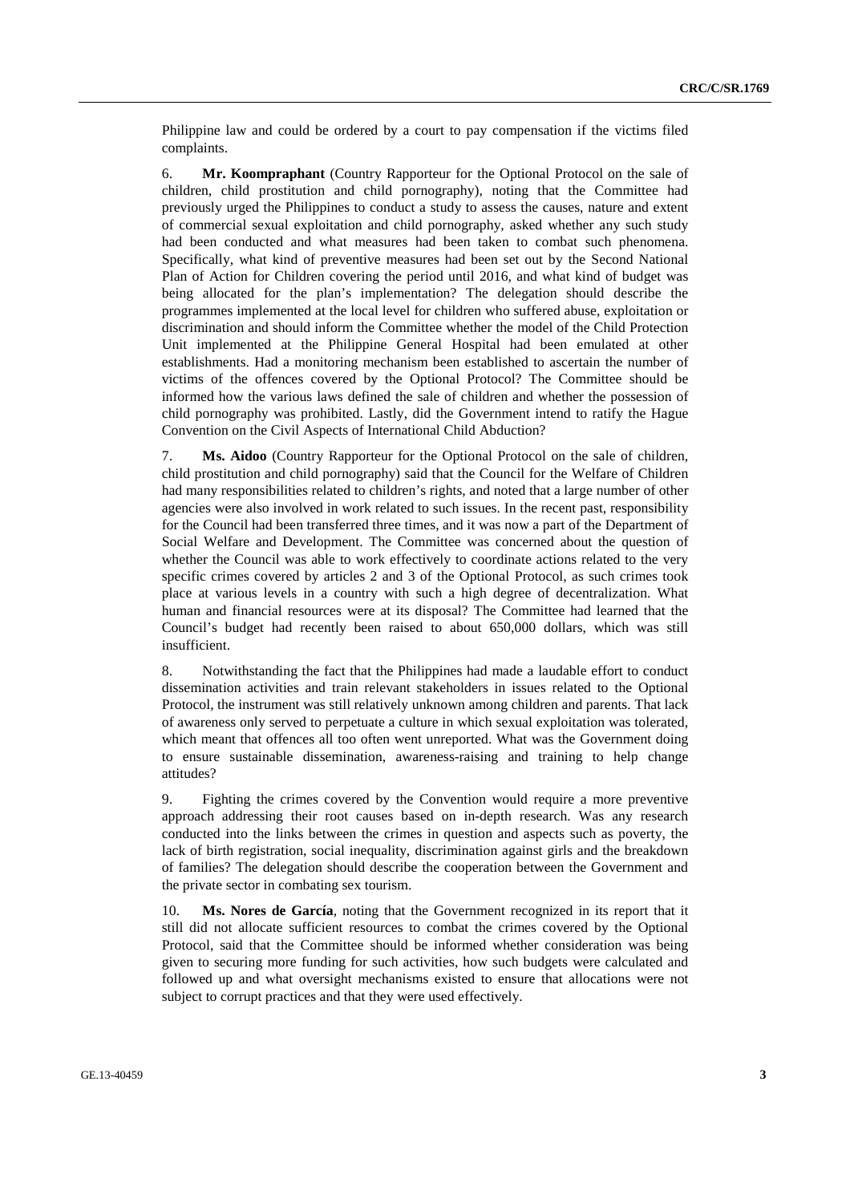Philippine law and could be ordered by a court to pay compensation if the victims filed complaints.

6. **Mr. Koompraphant** (Country Rapporteur for the Optional Protocol on the sale of children, child prostitution and child pornography), noting that the Committee had previously urged the Philippines to conduct a study to assess the causes, nature and extent of commercial sexual exploitation and child pornography, asked whether any such study had been conducted and what measures had been taken to combat such phenomena. Specifically, what kind of preventive measures had been set out by the Second National Plan of Action for Children covering the period until 2016, and what kind of budget was being allocated for the plan's implementation? The delegation should describe the programmes implemented at the local level for children who suffered abuse, exploitation or discrimination and should inform the Committee whether the model of the Child Protection Unit implemented at the Philippine General Hospital had been emulated at other establishments. Had a monitoring mechanism been established to ascertain the number of victims of the offences covered by the Optional Protocol? The Committee should be informed how the various laws defined the sale of children and whether the possession of child pornography was prohibited. Lastly, did the Government intend to ratify the Hague Convention on the Civil Aspects of International Child Abduction?

7. **Ms. Aidoo** (Country Rapporteur for the Optional Protocol on the sale of children, child prostitution and child pornography) said that the Council for the Welfare of Children had many responsibilities related to children's rights, and noted that a large number of other agencies were also involved in work related to such issues. In the recent past, responsibility for the Council had been transferred three times, and it was now a part of the Department of Social Welfare and Development. The Committee was concerned about the question of whether the Council was able to work effectively to coordinate actions related to the very specific crimes covered by articles 2 and 3 of the Optional Protocol, as such crimes took place at various levels in a country with such a high degree of decentralization. What human and financial resources were at its disposal? The Committee had learned that the Council's budget had recently been raised to about 650,000 dollars, which was still insufficient.

8. Notwithstanding the fact that the Philippines had made a laudable effort to conduct dissemination activities and train relevant stakeholders in issues related to the Optional Protocol, the instrument was still relatively unknown among children and parents. That lack of awareness only served to perpetuate a culture in which sexual exploitation was tolerated, which meant that offences all too often went unreported. What was the Government doing to ensure sustainable dissemination, awareness-raising and training to help change attitudes?

9. Fighting the crimes covered by the Convention would require a more preventive approach addressing their root causes based on in-depth research. Was any research conducted into the links between the crimes in question and aspects such as poverty, the lack of birth registration, social inequality, discrimination against girls and the breakdown of families? The delegation should describe the cooperation between the Government and the private sector in combating sex tourism.

10. **Ms. Nores de García**, noting that the Government recognized in its report that it still did not allocate sufficient resources to combat the crimes covered by the Optional Protocol, said that the Committee should be informed whether consideration was being given to securing more funding for such activities, how such budgets were calculated and followed up and what oversight mechanisms existed to ensure that allocations were not subject to corrupt practices and that they were used effectively.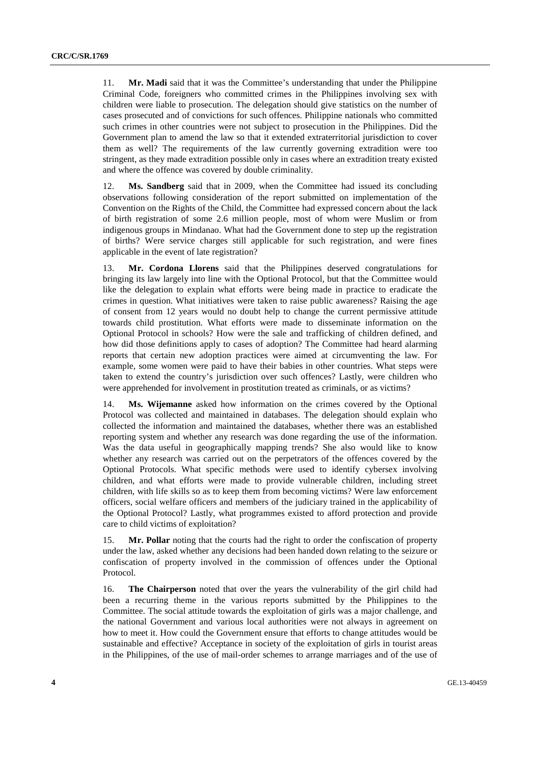11. **Mr. Madi** said that it was the Committee's understanding that under the Philippine Criminal Code, foreigners who committed crimes in the Philippines involving sex with children were liable to prosecution. The delegation should give statistics on the number of cases prosecuted and of convictions for such offences. Philippine nationals who committed such crimes in other countries were not subject to prosecution in the Philippines. Did the Government plan to amend the law so that it extended extraterritorial jurisdiction to cover them as well? The requirements of the law currently governing extradition were too stringent, as they made extradition possible only in cases where an extradition treaty existed and where the offence was covered by double criminality.

12. **Ms. Sandberg** said that in 2009, when the Committee had issued its concluding observations following consideration of the report submitted on implementation of the Convention on the Rights of the Child, the Committee had expressed concern about the lack of birth registration of some 2.6 million people, most of whom were Muslim or from indigenous groups in Mindanao. What had the Government done to step up the registration of births? Were service charges still applicable for such registration, and were fines applicable in the event of late registration?

13. **Mr. Cordona Llorens** said that the Philippines deserved congratulations for bringing its law largely into line with the Optional Protocol, but that the Committee would like the delegation to explain what efforts were being made in practice to eradicate the crimes in question. What initiatives were taken to raise public awareness? Raising the age of consent from 12 years would no doubt help to change the current permissive attitude towards child prostitution. What efforts were made to disseminate information on the Optional Protocol in schools? How were the sale and trafficking of children defined, and how did those definitions apply to cases of adoption? The Committee had heard alarming reports that certain new adoption practices were aimed at circumventing the law. For example, some women were paid to have their babies in other countries. What steps were taken to extend the country's jurisdiction over such offences? Lastly, were children who were apprehended for involvement in prostitution treated as criminals, or as victims?

14. **Ms. Wijemanne** asked how information on the crimes covered by the Optional Protocol was collected and maintained in databases. The delegation should explain who collected the information and maintained the databases, whether there was an established reporting system and whether any research was done regarding the use of the information. Was the data useful in geographically mapping trends? She also would like to know whether any research was carried out on the perpetrators of the offences covered by the Optional Protocols. What specific methods were used to identify cybersex involving children, and what efforts were made to provide vulnerable children, including street children, with life skills so as to keep them from becoming victims? Were law enforcement officers, social welfare officers and members of the judiciary trained in the applicability of the Optional Protocol? Lastly, what programmes existed to afford protection and provide care to child victims of exploitation?

15. **Mr. Pollar** noting that the courts had the right to order the confiscation of property under the law, asked whether any decisions had been handed down relating to the seizure or confiscation of property involved in the commission of offences under the Optional Protocol.

16. **The Chairperson** noted that over the years the vulnerability of the girl child had been a recurring theme in the various reports submitted by the Philippines to the Committee. The social attitude towards the exploitation of girls was a major challenge, and the national Government and various local authorities were not always in agreement on how to meet it. How could the Government ensure that efforts to change attitudes would be sustainable and effective? Acceptance in society of the exploitation of girls in tourist areas in the Philippines, of the use of mail-order schemes to arrange marriages and of the use of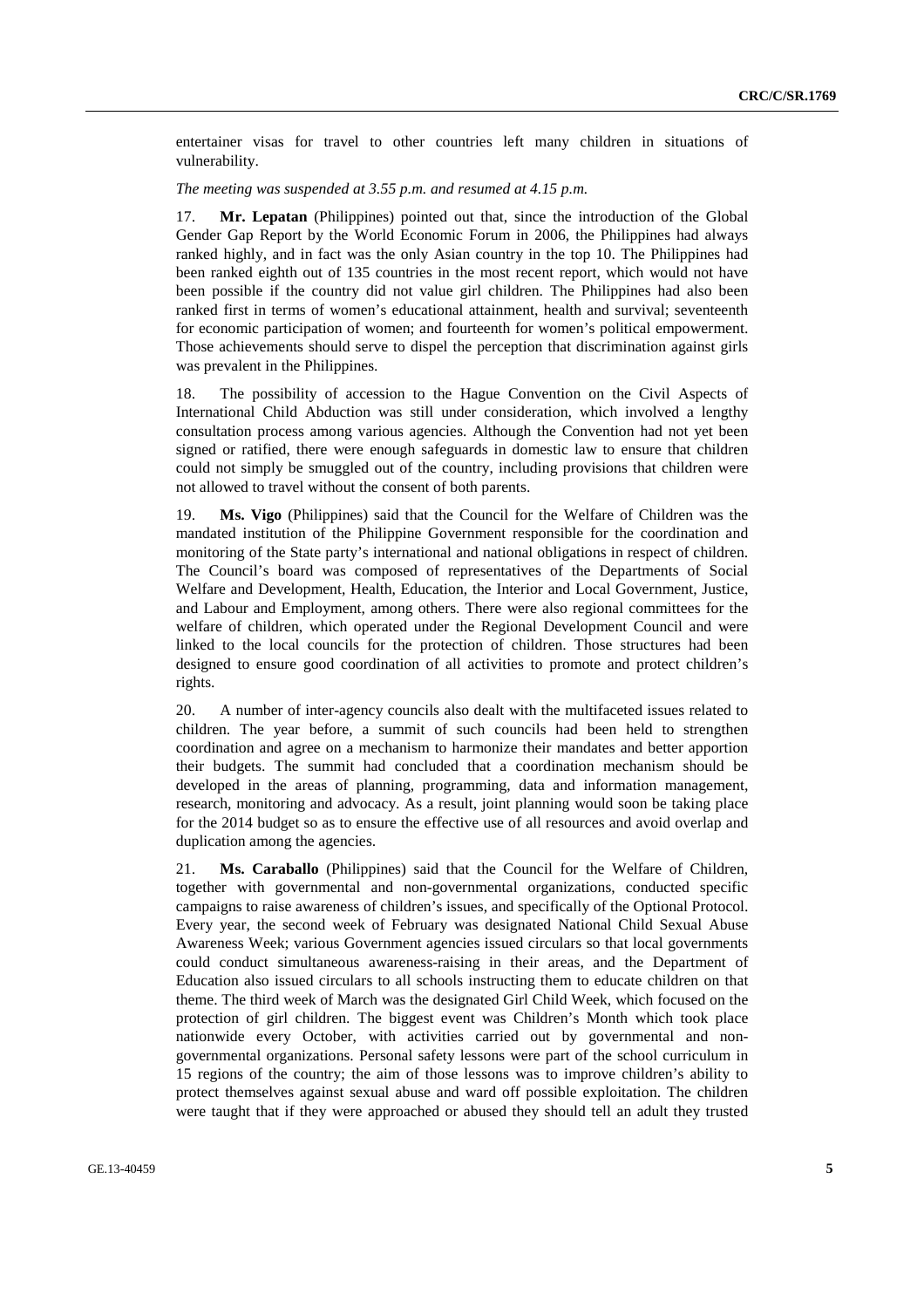entertainer visas for travel to other countries left many children in situations of vulnerability.

*The meeting was suspended at 3.55 p.m. and resumed at 4.15 p.m.*

17. **Mr. Lepatan** (Philippines) pointed out that, since the introduction of the Global Gender Gap Report by the World Economic Forum in 2006, the Philippines had always ranked highly, and in fact was the only Asian country in the top 10. The Philippines had been ranked eighth out of 135 countries in the most recent report, which would not have been possible if the country did not value girl children. The Philippines had also been ranked first in terms of women's educational attainment, health and survival; seventeenth for economic participation of women; and fourteenth for women's political empowerment. Those achievements should serve to dispel the perception that discrimination against girls was prevalent in the Philippines.

18. The possibility of accession to the Hague Convention on the Civil Aspects of International Child Abduction was still under consideration, which involved a lengthy consultation process among various agencies. Although the Convention had not yet been signed or ratified, there were enough safeguards in domestic law to ensure that children could not simply be smuggled out of the country, including provisions that children were not allowed to travel without the consent of both parents.

19. **Ms. Vigo** (Philippines) said that the Council for the Welfare of Children was the mandated institution of the Philippine Government responsible for the coordination and monitoring of the State party's international and national obligations in respect of children. The Council's board was composed of representatives of the Departments of Social Welfare and Development, Health, Education, the Interior and Local Government, Justice, and Labour and Employment, among others. There were also regional committees for the welfare of children, which operated under the Regional Development Council and were linked to the local councils for the protection of children. Those structures had been designed to ensure good coordination of all activities to promote and protect children's rights.

20. A number of inter-agency councils also dealt with the multifaceted issues related to children. The year before, a summit of such councils had been held to strengthen coordination and agree on a mechanism to harmonize their mandates and better apportion their budgets. The summit had concluded that a coordination mechanism should be developed in the areas of planning, programming, data and information management, research, monitoring and advocacy. As a result, joint planning would soon be taking place for the 2014 budget so as to ensure the effective use of all resources and avoid overlap and duplication among the agencies.

21. **Ms. Caraballo** (Philippines) said that the Council for the Welfare of Children, together with governmental and non-governmental organizations, conducted specific campaigns to raise awareness of children's issues, and specifically of the Optional Protocol. Every year, the second week of February was designated National Child Sexual Abuse Awareness Week; various Government agencies issued circulars so that local governments could conduct simultaneous awareness-raising in their areas, and the Department of Education also issued circulars to all schools instructing them to educate children on that theme. The third week of March was the designated Girl Child Week, which focused on the protection of girl children. The biggest event was Children's Month which took place nationwide every October, with activities carried out by governmental and non-governmental organizations. Personal safety lessons were part of the school curriculum in 15 regions of the country; the aim of those lessons was to improve children's ability to protect themselves against sexual abuse and ward off possible exploitation. The children were taught that if they were approached or abused they should tell an adult they trusted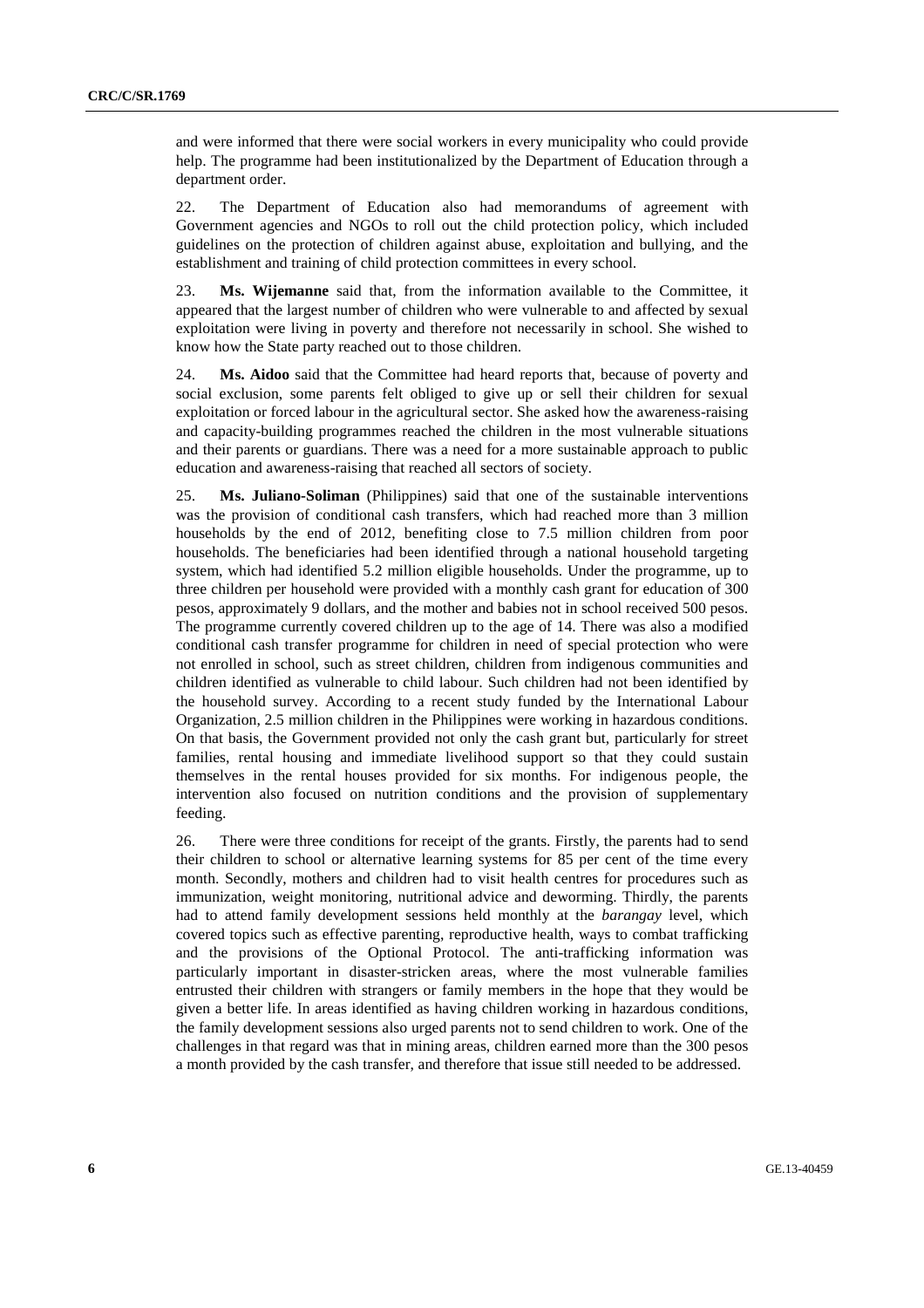and were informed that there were social workers in every municipality who could provide help. The programme had been institutionalized by the Department of Education through a department order.

22. The Department of Education also had memorandums of agreement with Government agencies and NGOs to roll out the child protection policy, which included guidelines on the protection of children against abuse, exploitation and bullying, and the establishment and training of child protection committees in every school.

23. **Ms. Wijemanne** said that, from the information available to the Committee, it appeared that the largest number of children who were vulnerable to and affected by sexual exploitation were living in poverty and therefore not necessarily in school. She wished to know how the State party reached out to those children.

24. **Ms. Aidoo** said that the Committee had heard reports that, because of poverty and social exclusion, some parents felt obliged to give up or sell their children for sexual exploitation or forced labour in the agricultural sector. She asked how the awareness-raising and capacity-building programmes reached the children in the most vulnerable situations and their parents or guardians. There was a need for a more sustainable approach to public education and awareness-raising that reached all sectors of society.

25. **Ms. Juliano-Soliman** (Philippines) said that one of the sustainable interventions was the provision of conditional cash transfers, which had reached more than 3 million households by the end of 2012, benefiting close to 7.5 million children from poor households. The beneficiaries had been identified through a national household targeting system, which had identified 5.2 million eligible households. Under the programme, up to three children per household were provided with a monthly cash grant for education of 300 pesos, approximately 9 dollars, and the mother and babies not in school received 500 pesos. The programme currently covered children up to the age of 14. There was also a modified conditional cash transfer programme for children in need of special protection who were not enrolled in school, such as street children, children from indigenous communities and children identified as vulnerable to child labour. Such children had not been identified by the household survey. According to a recent study funded by the International Labour Organization, 2.5 million children in the Philippines were working in hazardous conditions. On that basis, the Government provided not only the cash grant but, particularly for street families, rental housing and immediate livelihood support so that they could sustain themselves in the rental houses provided for six months. For indigenous people, the intervention also focused on nutrition conditions and the provision of supplementary feeding.

26. There were three conditions for receipt of the grants. Firstly, the parents had to send their children to school or alternative learning systems for 85 per cent of the time every month. Secondly, mothers and children had to visit health centres for procedures such as immunization, weight monitoring, nutritional advice and deworming. Thirdly, the parents had to attend family development sessions held monthly at the *barangay* level, which covered topics such as effective parenting, reproductive health, ways to combat trafficking and the provisions of the Optional Protocol. The anti-trafficking information was particularly important in disaster-stricken areas, where the most vulnerable families entrusted their children with strangers or family members in the hope that they would be given a better life. In areas identified as having children working in hazardous conditions, the family development sessions also urged parents not to send children to work. One of the challenges in that regard was that in mining areas, children earned more than the 300 pesos a month provided by the cash transfer, and therefore that issue still needed to be addressed.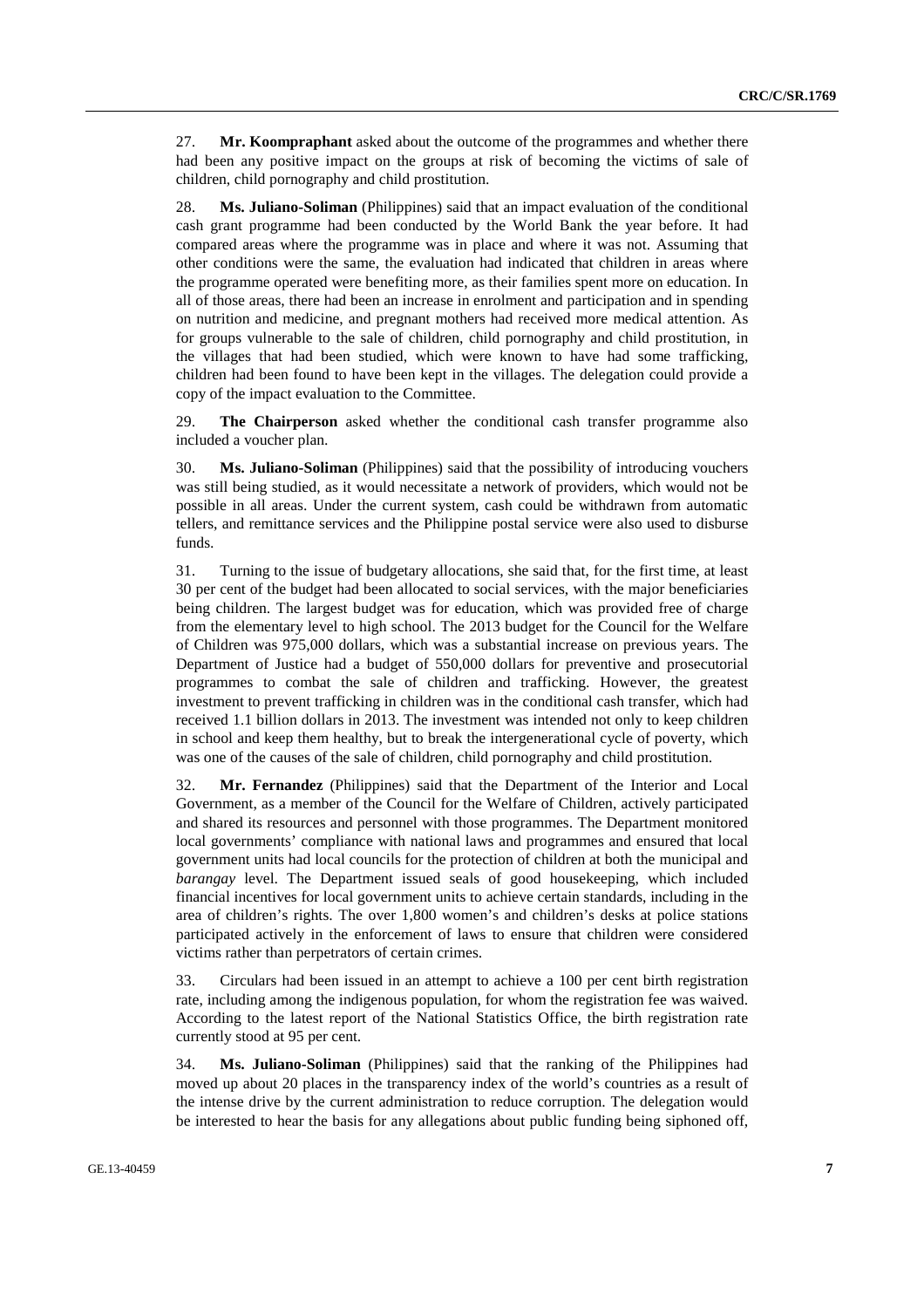27. **Mr. Koompraphant** asked about the outcome of the programmes and whether there had been any positive impact on the groups at risk of becoming the victims of sale of children, child pornography and child prostitution.

28. **Ms. Juliano-Soliman** (Philippines) said that an impact evaluation of the conditional cash grant programme had been conducted by the World Bank the year before. It had compared areas where the programme was in place and where it was not. Assuming that other conditions were the same, the evaluation had indicated that children in areas where the programme operated were benefiting more, as their families spent more on education. In all of those areas, there had been an increase in enrolment and participation and in spending on nutrition and medicine, and pregnant mothers had received more medical attention. As for groups vulnerable to the sale of children, child pornography and child prostitution, in the villages that had been studied, which were known to have had some trafficking, children had been found to have been kept in the villages. The delegation could provide a copy of the impact evaluation to the Committee.

29. **The Chairperson** asked whether the conditional cash transfer programme also included a voucher plan.

30. **Ms. Juliano-Soliman** (Philippines) said that the possibility of introducing vouchers was still being studied, as it would necessitate a network of providers, which would not be possible in all areas. Under the current system, cash could be withdrawn from automatic tellers, and remittance services and the Philippine postal service were also used to disburse funds.

31. Turning to the issue of budgetary allocations, she said that, for the first time, at least 30 per cent of the budget had been allocated to social services, with the major beneficiaries being children. The largest budget was for education, which was provided free of charge from the elementary level to high school. The 2013 budget for the Council for the Welfare of Children was 975,000 dollars, which was a substantial increase on previous years. The Department of Justice had a budget of 550,000 dollars for preventive and prosecutorial programmes to combat the sale of children and trafficking. However, the greatest investment to prevent trafficking in children was in the conditional cash transfer, which had received 1.1 billion dollars in 2013. The investment was intended not only to keep children in school and keep them healthy, but to break the intergenerational cycle of poverty, which was one of the causes of the sale of children, child pornography and child prostitution.

32. **Mr. Fernandez** (Philippines) said that the Department of the Interior and Local Government, as a member of the Council for the Welfare of Children, actively participated and shared its resources and personnel with those programmes. The Department monitored local governments' compliance with national laws and programmes and ensured that local government units had local councils for the protection of children at both the municipal and *barangay* level. The Department issued seals of good housekeeping, which included financial incentives for local government units to achieve certain standards, including in the area of children's rights. The over 1,800 women's and children's desks at police stations participated actively in the enforcement of laws to ensure that children were considered victims rather than perpetrators of certain crimes.

33. Circulars had been issued in an attempt to achieve a 100 per cent birth registration rate, including among the indigenous population, for whom the registration fee was waived. According to the latest report of the National Statistics Office, the birth registration rate currently stood at 95 per cent.

34. **Ms. Juliano-Soliman** (Philippines) said that the ranking of the Philippines had moved up about 20 places in the transparency index of the world's countries as a result of the intense drive by the current administration to reduce corruption. The delegation would be interested to hear the basis for any allegations about public funding being siphoned off,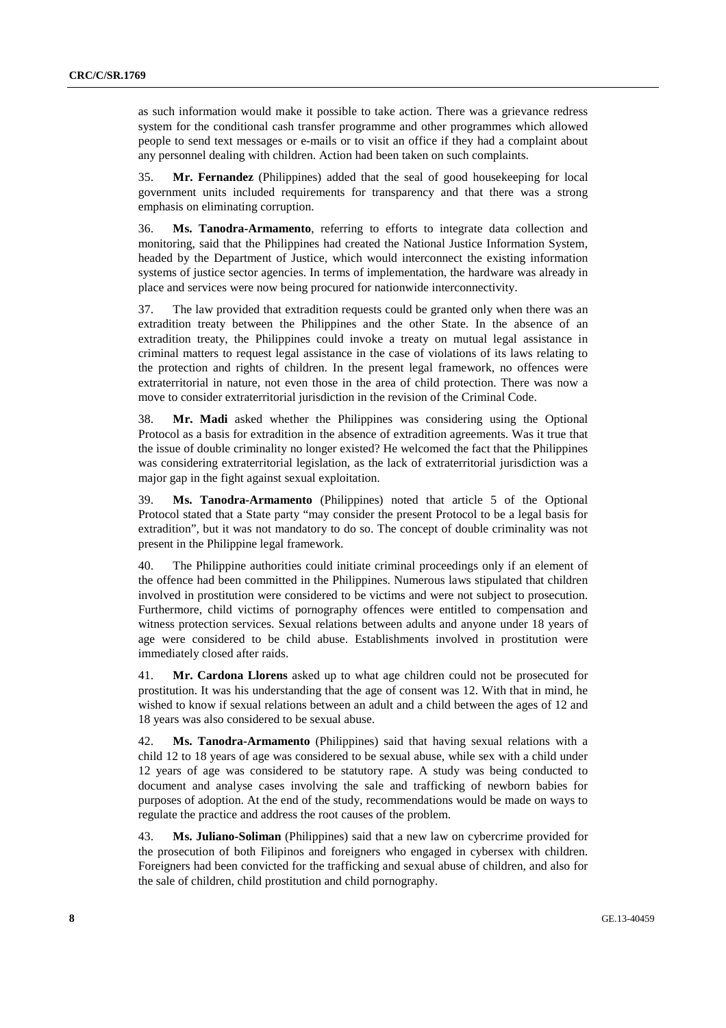as such information would make it possible to take action. There was a grievance redress system for the conditional cash transfer programme and other programmes which allowed people to send text messages or e-mails or to visit an office if they had a complaint about any personnel dealing with children. Action had been taken on such complaints.

35. **Mr. Fernandez** (Philippines) added that the seal of good housekeeping for local government units included requirements for transparency and that there was a strong emphasis on eliminating corruption.

36. **Ms. Tanodra-Armamento**, referring to efforts to integrate data collection and monitoring, said that the Philippines had created the National Justice Information System, headed by the Department of Justice, which would interconnect the existing information systems of justice sector agencies. In terms of implementation, the hardware was already in place and services were now being procured for nationwide interconnectivity.

37. The law provided that extradition requests could be granted only when there was an extradition treaty between the Philippines and the other State. In the absence of an extradition treaty, the Philippines could invoke a treaty on mutual legal assistance in criminal matters to request legal assistance in the case of violations of its laws relating to the protection and rights of children. In the present legal framework, no offences were extraterritorial in nature, not even those in the area of child protection. There was now a move to consider extraterritorial jurisdiction in the revision of the Criminal Code.

38. **Mr. Madi** asked whether the Philippines was considering using the Optional Protocol as a basis for extradition in the absence of extradition agreements. Was it true that the issue of double criminality no longer existed? He welcomed the fact that the Philippines was considering extraterritorial legislation, as the lack of extraterritorial jurisdiction was a major gap in the fight against sexual exploitation.

39. **Ms. Tanodra-Armamento** (Philippines) noted that article 5 of the Optional Protocol stated that a State party "may consider the present Protocol to be a legal basis for extradition", but it was not mandatory to do so. The concept of double criminality was not present in the Philippine legal framework.

40. The Philippine authorities could initiate criminal proceedings only if an element of the offence had been committed in the Philippines. Numerous laws stipulated that children involved in prostitution were considered to be victims and were not subject to prosecution. Furthermore, child victims of pornography offences were entitled to compensation and witness protection services. Sexual relations between adults and anyone under 18 years of age were considered to be child abuse. Establishments involved in prostitution were immediately closed after raids.

41. **Mr. Cardona Llorens** asked up to what age children could not be prosecuted for prostitution. It was his understanding that the age of consent was 12. With that in mind, he wished to know if sexual relations between an adult and a child between the ages of 12 and 18 years was also considered to be sexual abuse.

42. **Ms. Tanodra-Armamento** (Philippines) said that having sexual relations with a child 12 to 18 years of age was considered to be sexual abuse, while sex with a child under 12 years of age was considered to be statutory rape. A study was being conducted to document and analyse cases involving the sale and trafficking of newborn babies for purposes of adoption. At the end of the study, recommendations would be made on ways to regulate the practice and address the root causes of the problem.

43. **Ms. Juliano-Soliman** (Philippines) said that a new law on cybercrime provided for the prosecution of both Filipinos and foreigners who engaged in cybersex with children. Foreigners had been convicted for the trafficking and sexual abuse of children, and also for the sale of children, child prostitution and child pornography.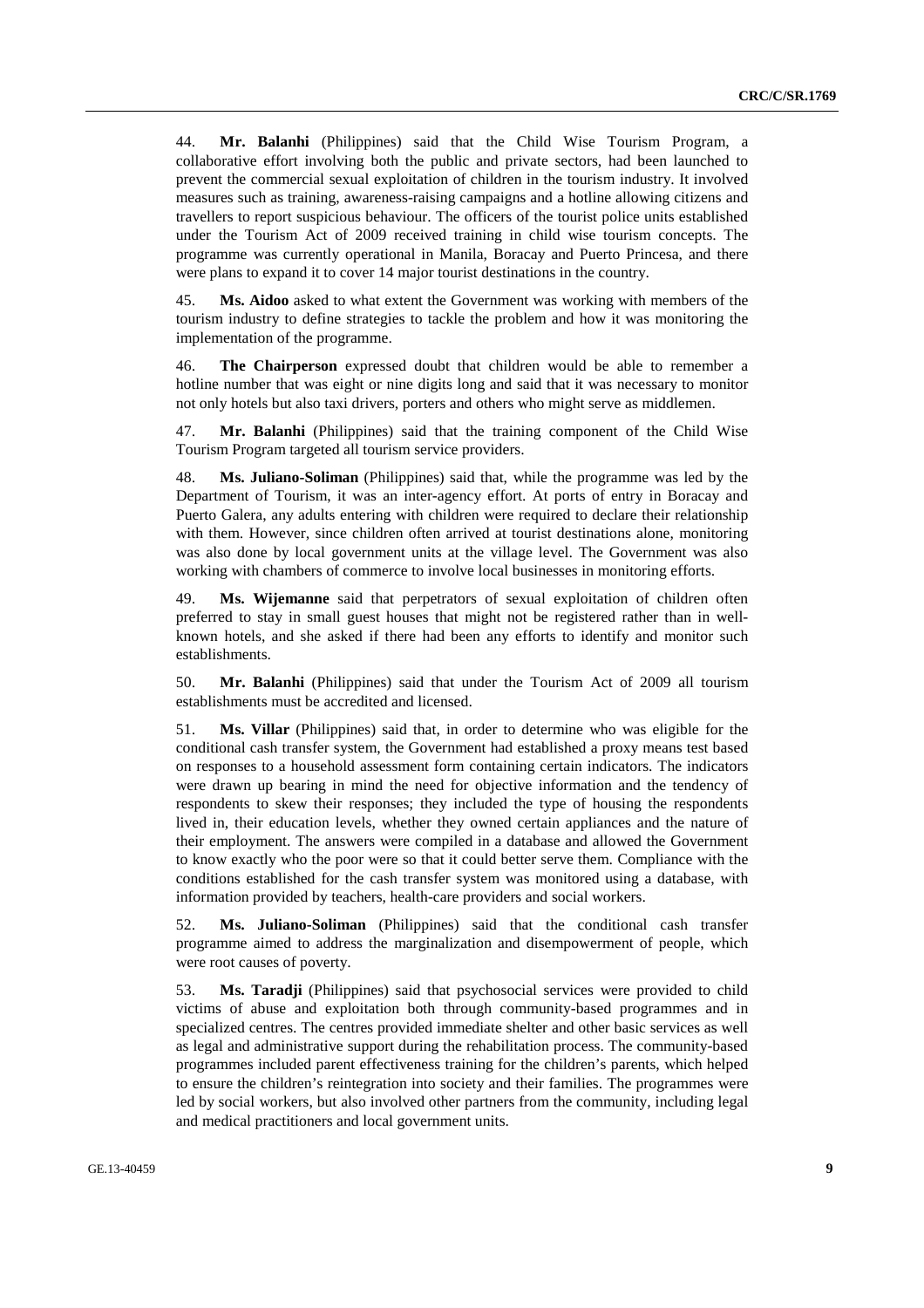44. **Mr. Balanhi** (Philippines) said that the Child Wise Tourism Program, a collaborative effort involving both the public and private sectors, had been launched to prevent the commercial sexual exploitation of children in the tourism industry. It involved measures such as training, awareness-raising campaigns and a hotline allowing citizens and travellers to report suspicious behaviour. The officers of the tourist police units established under the Tourism Act of 2009 received training in child wise tourism concepts. The programme was currently operational in Manila, Boracay and Puerto Princesa, and there were plans to expand it to cover 14 major tourist destinations in the country.

45. **Ms. Aidoo** asked to what extent the Government was working with members of the tourism industry to define strategies to tackle the problem and how it was monitoring the implementation of the programme.

46. **The Chairperson** expressed doubt that children would be able to remember a hotline number that was eight or nine digits long and said that it was necessary to monitor not only hotels but also taxi drivers, porters and others who might serve as middlemen.

47. **Mr. Balanhi** (Philippines) said that the training component of the Child Wise Tourism Program targeted all tourism service providers.

48. **Ms. Juliano-Soliman** (Philippines) said that, while the programme was led by the Department of Tourism, it was an inter-agency effort. At ports of entry in Boracay and Puerto Galera, any adults entering with children were required to declare their relationship with them. However, since children often arrived at tourist destinations alone, monitoring was also done by local government units at the village level. The Government was also working with chambers of commerce to involve local businesses in monitoring efforts.

49. **Ms. Wijemanne** said that perpetrators of sexual exploitation of children often preferred to stay in small guest houses that might not be registered rather than in well-known hotels, and she asked if there had been any efforts to identify and monitor such establishments.

50. **Mr. Balanhi** (Philippines) said that under the Tourism Act of 2009 all tourism establishments must be accredited and licensed.

51. **Ms. Villar** (Philippines) said that, in order to determine who was eligible for the conditional cash transfer system, the Government had established a proxy means test based on responses to a household assessment form containing certain indicators. The indicators were drawn up bearing in mind the need for objective information and the tendency of respondents to skew their responses; they included the type of housing the respondents lived in, their education levels, whether they owned certain appliances and the nature of their employment. The answers were compiled in a database and allowed the Government to know exactly who the poor were so that it could better serve them. Compliance with the conditions established for the cash transfer system was monitored using a database, with information provided by teachers, health-care providers and social workers.

52. **Ms. Juliano-Soliman** (Philippines) said that the conditional cash transfer programme aimed to address the marginalization and disempowerment of people, which were root causes of poverty.

53. **Ms. Taradji** (Philippines) said that psychosocial services were provided to child victims of abuse and exploitation both through community-based programmes and in specialized centres. The centres provided immediate shelter and other basic services as well as legal and administrative support during the rehabilitation process. The community-based programmes included parent effectiveness training for the children's parents, which helped to ensure the children's reintegration into society and their families. The programmes were led by social workers, but also involved other partners from the community, including legal and medical practitioners and local government units.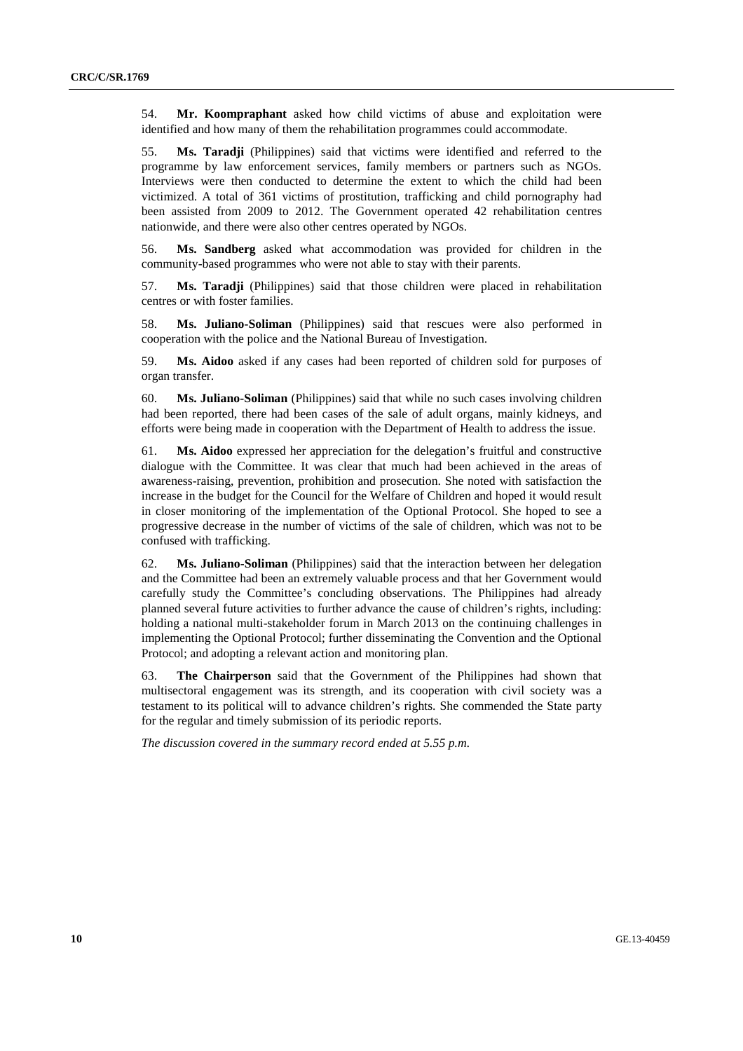54. **Mr. Koompraphant** asked how child victims of abuse and exploitation were identified and how many of them the rehabilitation programmes could accommodate.

55. **Ms. Taradji** (Philippines) said that victims were identified and referred to the programme by law enforcement services, family members or partners such as NGOs. Interviews were then conducted to determine the extent to which the child had been victimized. A total of 361 victims of prostitution, trafficking and child pornography had been assisted from 2009 to 2012. The Government operated 42 rehabilitation centres nationwide, and there were also other centres operated by NGOs.

56. **Ms. Sandberg** asked what accommodation was provided for children in the community-based programmes who were not able to stay with their parents.

57. **Ms. Taradji** (Philippines) said that those children were placed in rehabilitation centres or with foster families.

58. **Ms. Juliano-Soliman** (Philippines) said that rescues were also performed in cooperation with the police and the National Bureau of Investigation.

59. **Ms. Aidoo** asked if any cases had been reported of children sold for purposes of organ transfer.

60. **Ms. Juliano-Soliman** (Philippines) said that while no such cases involving children had been reported, there had been cases of the sale of adult organs, mainly kidneys, and efforts were being made in cooperation with the Department of Health to address the issue.

61. **Ms. Aidoo** expressed her appreciation for the delegation's fruitful and constructive dialogue with the Committee. It was clear that much had been achieved in the areas of awareness-raising, prevention, prohibition and prosecution. She noted with satisfaction the increase in the budget for the Council for the Welfare of Children and hoped it would result in closer monitoring of the implementation of the Optional Protocol. She hoped to see a progressive decrease in the number of victims of the sale of children, which was not to be confused with trafficking.

62. **Ms. Juliano-Soliman** (Philippines) said that the interaction between her delegation and the Committee had been an extremely valuable process and that her Government would carefully study the Committee's concluding observations. The Philippines had already planned several future activities to further advance the cause of children's rights, including: holding a national multi-stakeholder forum in March 2013 on the continuing challenges in implementing the Optional Protocol; further disseminating the Convention and the Optional Protocol; and adopting a relevant action and monitoring plan.

63. **The Chairperson** said that the Government of the Philippines had shown that multisectoral engagement was its strength, and its cooperation with civil society was a testament to its political will to advance children's rights. She commended the State party for the regular and timely submission of its periodic reports.

*The discussion covered in the summary record ended at 5.55 p.m.*